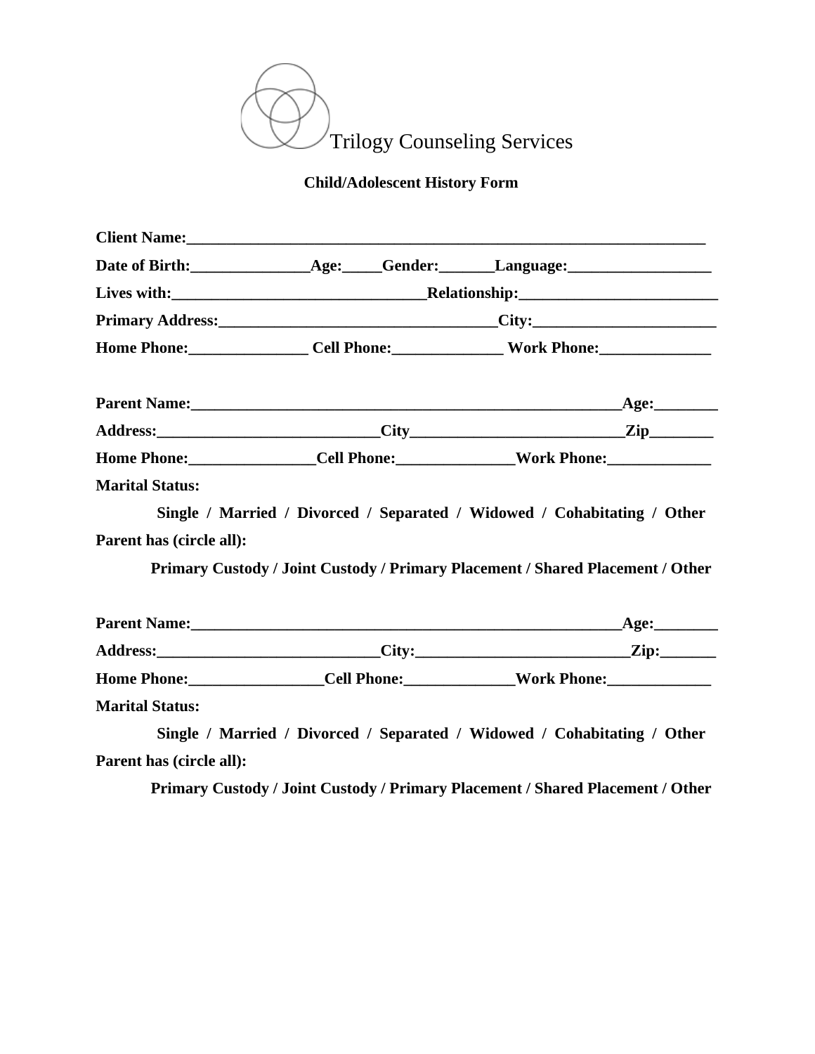Trilogy Counseling Services

**Child/Adolescent History Form**

**Client Name:**_________________________________________________________________

**Date of Birth:**_______________**Age:**_____**Gender:**_______**Language:**__________________

**Lives with:**________________________________**Relationship:**_________________________

**Primary Address:**___________________________________**City:**_______________________

**Home Phone:**_______________ **Cell Phone:**______________ **Work Phone:**______________

**Parent Name:**________________________________________________________**Age:**________

**Address:**____________________________**City**___________________________**Zip**________

**Home Phone:**________________**Cell Phone:**_______________**Work Phone:**_____________

**Marital Status:**

**Single / Married / Divorced / Separated / Widowed / Cohabitating / Other**

**Parent has (circle all):**

**Primary Custody / Joint Custody / Primary Placement / Shared Placement / Other**

**Parent Name:**________________________________________________________**Age:**________

**Address:**____________________________**City:**___________________________**Zip:**_______

**Home Phone:**_________________**Cell Phone:**______________**Work Phone:**_____________

**Marital Status:**

**Single / Married / Divorced / Separated / Widowed / Cohabitating / Other**

**Parent has (circle all):**

**Primary Custody / Joint Custody / Primary Placement / Shared Placement / Other**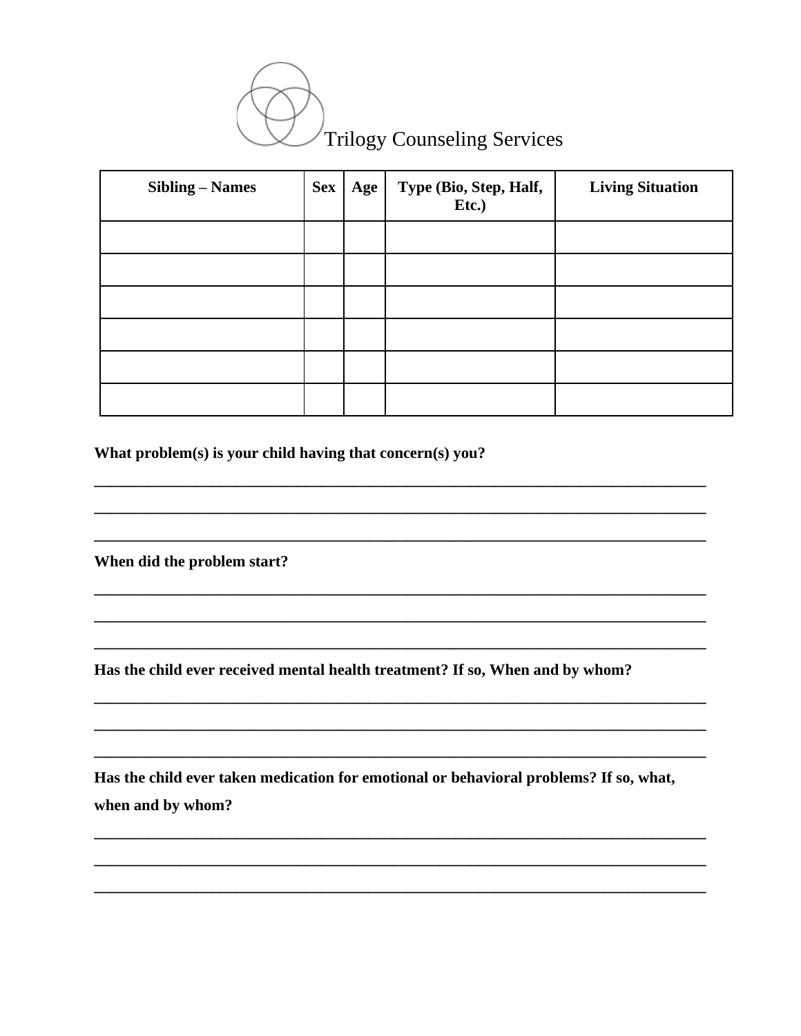Trilogy Counseling Services

| Sibling – Names | Sex | Age | Type (Bio, Step, Half, Etc.) | Living Situation |
|---|---|---|---|---|
| | | | | |
| | | | | |
| | | | | |
| | | | | |
| | | | | |
| | | | | |

**What problem(s) is your child having that concern(s) you?**

______________________________________________________________________________

______________________________________________________________________________

______________________________________________________________________________

**When did the problem start?**

______________________________________________________________________________

______________________________________________________________________________

______________________________________________________________________________

**Has the child ever received mental health treatment? If so, When and by whom?**

______________________________________________________________________________

______________________________________________________________________________

______________________________________________________________________________

**Has the child ever taken medication for emotional or behavioral problems? If so, what, when and by whom?**

______________________________________________________________________________

______________________________________________________________________________

______________________________________________________________________________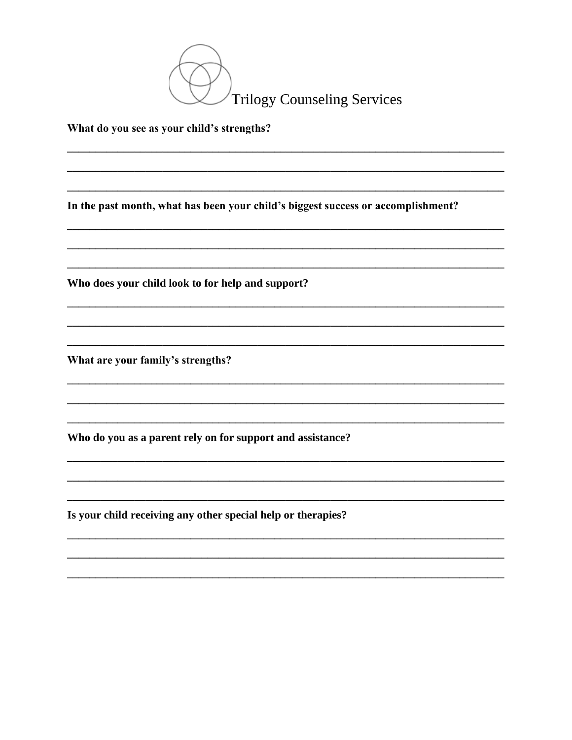Trilogy Counseling Services

**What do you see as your child's strengths?**

________________________________________________________________________________

________________________________________________________________________________

________________________________________________________________________________

**In the past month, what has been your child's biggest success or accomplishment?**

________________________________________________________________________________

________________________________________________________________________________

________________________________________________________________________________

**Who does your child look to for help and support?**

________________________________________________________________________________

________________________________________________________________________________

________________________________________________________________________________

**What are your family's strengths?**

________________________________________________________________________________

________________________________________________________________________________

________________________________________________________________________________

**Who do you as a parent rely on for support and assistance?**

________________________________________________________________________________

________________________________________________________________________________

________________________________________________________________________________

**Is your child receiving any other special help or therapies?**

________________________________________________________________________________

________________________________________________________________________________

________________________________________________________________________________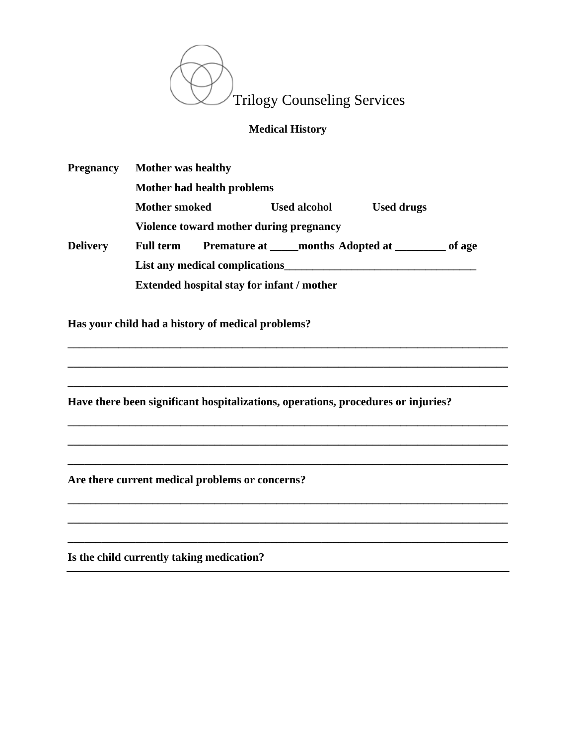Trilogy Counseling Services

## Medical History

**Pregnancy** **Mother was healthy**

**Mother had health problems**

**Mother smoked** **Used alcohol** **Used drugs**

**Violence toward mother during pregnancy**

**Delivery** **Full term** **Premature at _____months** **Adopted at _________ of age**

**List any medical complications__________________________________**

**Extended hospital stay for infant / mother**

**Has your child had a history of medical problems?**

______________________________________________________________________________

______________________________________________________________________________

______________________________________________________________________________

**Have there been significant hospitalizations, operations, procedures or injuries?**

______________________________________________________________________________

______________________________________________________________________________

______________________________________________________________________________

**Are there current medical problems or concerns?**

______________________________________________________________________________

______________________________________________________________________________

______________________________________________________________________________

**Is the child currently taking medication?**

______________________________________________________________________________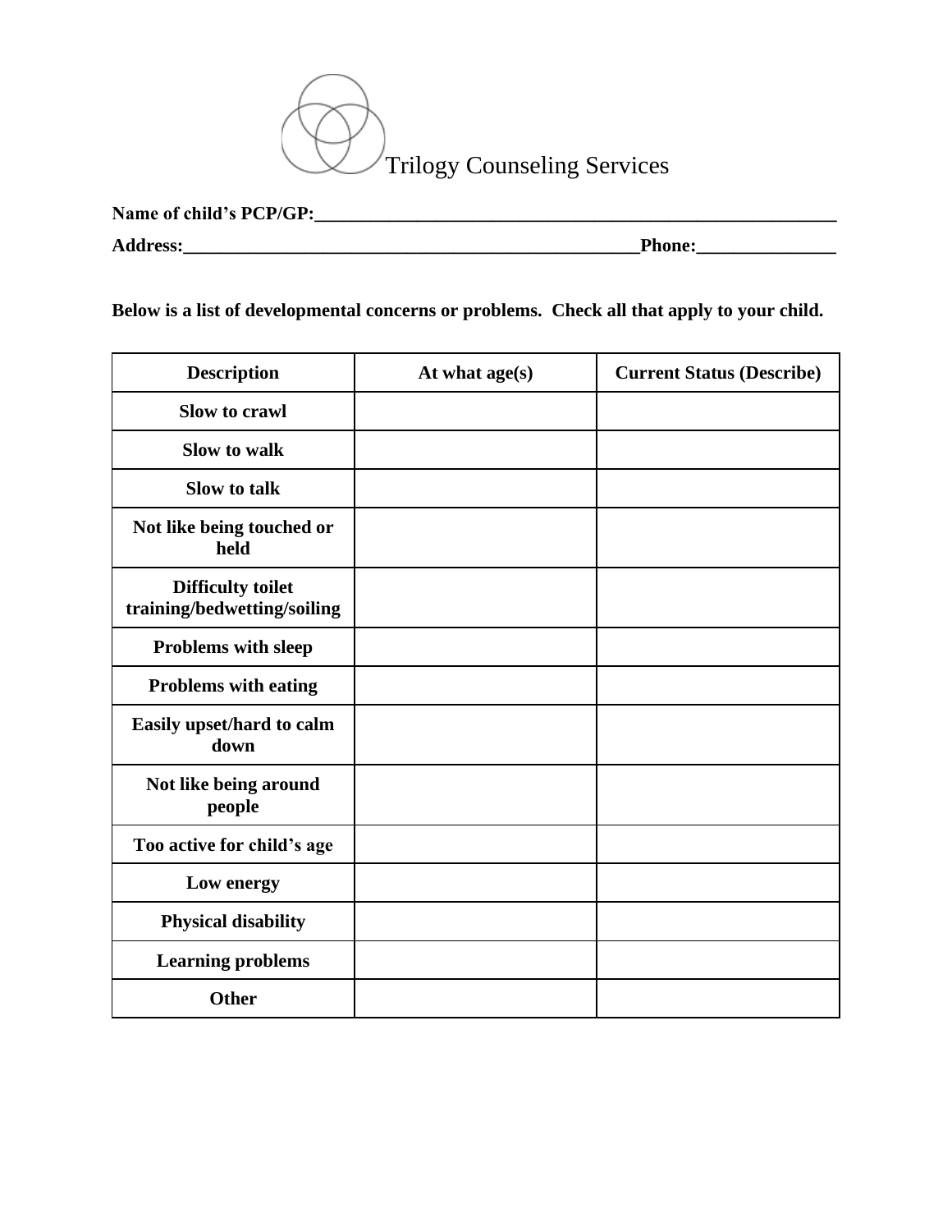Trilogy Counseling Services

**Name of child's PCP/GP:**\_\_\_\_\_\_\_\_\_\_\_\_\_\_\_\_\_\_\_\_\_\_\_\_\_\_\_\_\_\_\_\_\_\_\_\_\_\_\_\_\_\_\_\_\_\_\_\_\_\_\_\_\_\_\_\_\_\_\_\_

**Address:**\_\_\_\_\_\_\_\_\_\_\_\_\_\_\_\_\_\_\_\_\_\_\_\_\_\_\_\_\_\_\_\_\_\_\_\_\_\_\_\_\_\_\_\_\_\_\_\_\_\_\_\_**Phone:**\_\_\_\_\_\_\_\_\_\_\_\_\_\_\_

**Below is a list of developmental concerns or problems. Check all that apply to your child.**

| Description | At what age(s) | Current Status (Describe) |
|---|---|---|
| **Slow to crawl** | | |
| **Slow to walk** | | |
| **Slow to talk** | | |
| **Not like being touched or held** | | |
| **Difficulty toilet training/bedwetting/soiling** | | |
| **Problems with sleep** | | |
| **Problems with eating** | | |
| **Easily upset/hard to calm down** | | |
| **Not like being around people** | | |
| **Too active for child's age** | | |
| **Low energy** | | |
| **Physical disability** | | |
| **Learning problems** | | |
| **Other** | | |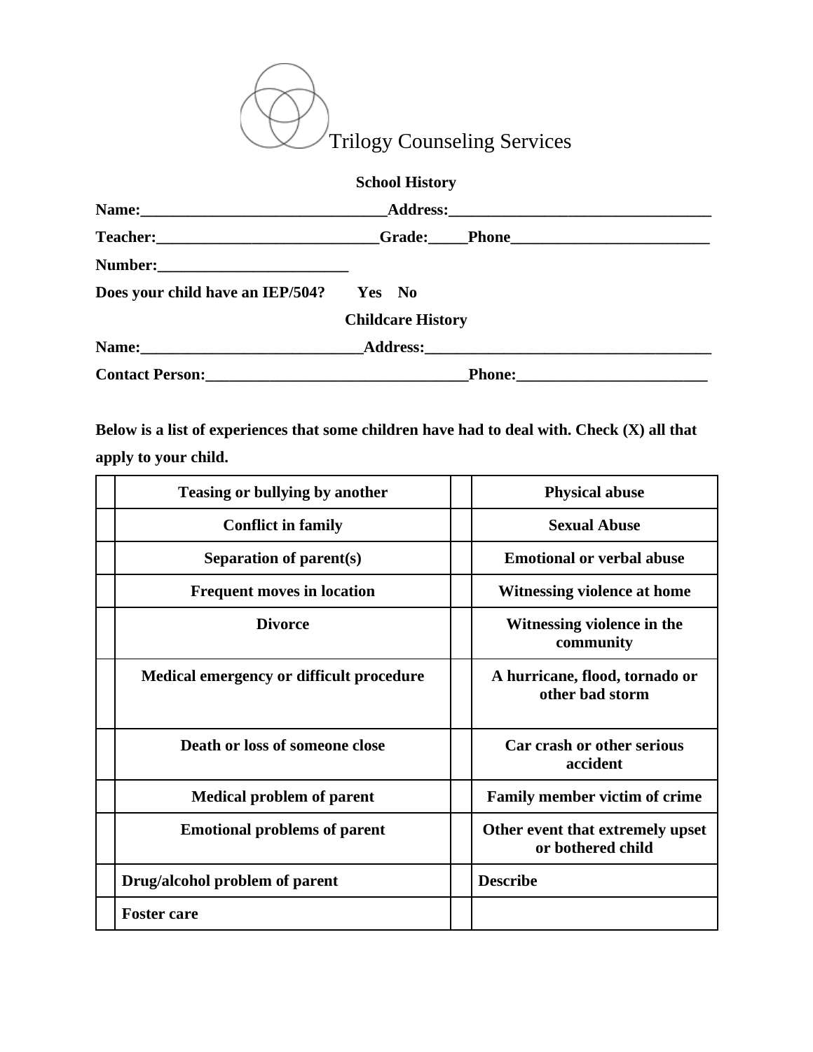Trilogy Counseling Services

**School History**

**Name:\_\_\_\_\_\_\_\_\_\_\_\_\_\_\_\_\_\_\_\_\_\_\_\_\_\_\_\_\_\_\_Address:\_\_\_\_\_\_\_\_\_\_\_\_\_\_\_\_\_\_\_\_\_\_\_\_\_\_\_\_\_\_\_\_\_\_**

**Teacher:\_\_\_\_\_\_\_\_\_\_\_\_\_\_\_\_\_\_\_\_\_\_\_\_\_\_\_\_Grade:\_\_\_\_\_Phone\_\_\_\_\_\_\_\_\_\_\_\_\_\_\_\_\_\_\_\_\_\_\_\_\_**

**Number:\_\_\_\_\_\_\_\_\_\_\_\_\_\_\_\_\_\_\_\_\_\_\_\_\_**

**Does your child have an IEP/504? Yes No**

**Childcare History**

**Name:\_\_\_\_\_\_\_\_\_\_\_\_\_\_\_\_\_\_\_\_\_\_\_\_\_\_\_\_Address:\_\_\_\_\_\_\_\_\_\_\_\_\_\_\_\_\_\_\_\_\_\_\_\_\_\_\_\_\_\_\_\_\_\_\_\_\_**

**Contact Person:\_\_\_\_\_\_\_\_\_\_\_\_\_\_\_\_\_\_\_\_\_\_\_\_\_\_\_\_\_\_\_\_\_\_Phone:\_\_\_\_\_\_\_\_\_\_\_\_\_\_\_\_\_\_\_\_\_\_\_\_\_**

**Below is a list of experiences that some children have had to deal with. Check (X) all that apply to your child.**

| | | | |
|---|---|---|---|
| | **Teasing or bullying by another** | | **Physical abuse** |
| | **Conflict in family** | | **Sexual Abuse** |
| | **Separation of parent(s)** | | **Emotional or verbal abuse** |
| | **Frequent moves in location** | | **Witnessing violence at home** |
| | **Divorce** | | **Witnessing violence in the community** |
| | **Medical emergency or difficult procedure** | | **A hurricane, flood, tornado or other bad storm** |
| | **Death or loss of someone close** | | **Car crash or other serious accident** |
| | **Medical problem of parent** | | **Family member victim of crime** |
| | **Emotional problems of parent** | | **Other event that extremely upset or bothered child** |
| | **Drug/alcohol problem of parent** | | **Describe** |
| | **Foster care** | | |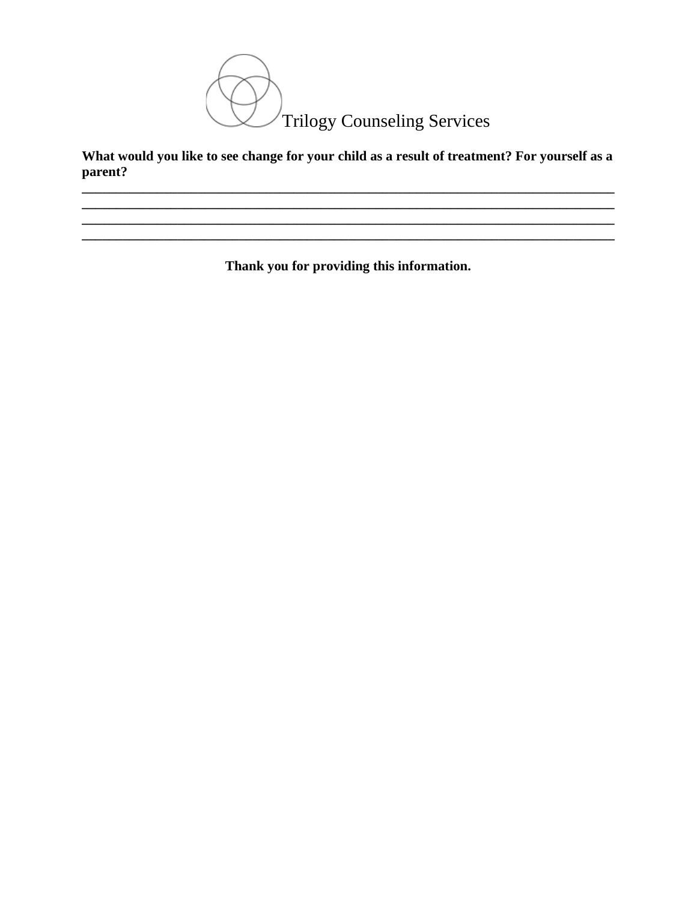Trilogy Counseling Services

**What would you like to see change for your child as a result of treatment? For yourself as a parent?**

______________________________________________________________________________
______________________________________________________________________________
______________________________________________________________________________
______________________________________________________________________________

**Thank you for providing this information.**